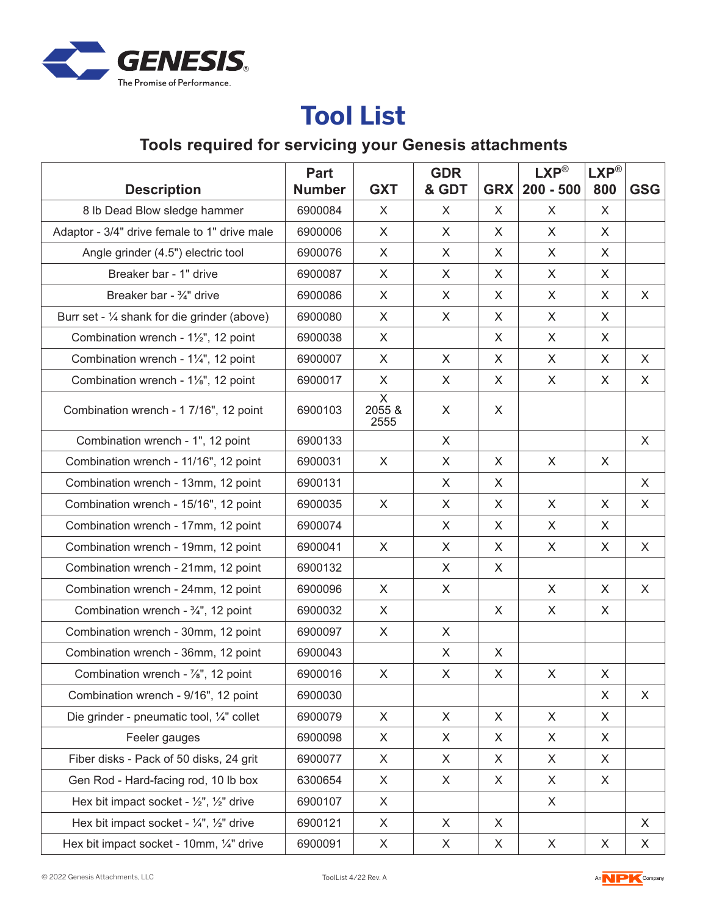# Tool List

## Tools required for servicing your Genesis attachments

| Description | Part Number | GXT | GDR & GDT | GRX | LXP® 200 - 500 | LXP® 800 | GSG |
|---|---|---|---|---|---|---|---|
| 8 lb Dead Blow sledge hammer | 6900084 | X | X | X | X | X | |
| Adaptor - 3/4" drive female to 1" drive male | 6900006 | X | X | X | X | X | |
| Angle grinder (4.5") electric tool | 6900076 | X | X | X | X | X | |
| Breaker bar - 1" drive | 6900087 | X | X | X | X | X | |
| Breaker bar - ¾" drive | 6900086 | X | X | X | X | X | X |
| Burr set - ¼ shank for die grinder (above) | 6900080 | X | X | X | X | X | |
| Combination wrench - 1½", 12 point | 6900038 | X | | X | X | X | |
| Combination wrench - 1¼", 12 point | 6900007 | X | X | X | X | X | X |
| Combination wrench - 1⅛", 12 point | 6900017 | X | X | X | X | X | X |
| Combination wrench - 1 7/16", 12 point | 6900103 | X 2055 & 2555 | X | X | | | |
| Combination wrench - 1", 12 point | 6900133 | | X | | | | X |
| Combination wrench - 11/16", 12 point | 6900031 | X | X | X | X | X | |
| Combination wrench - 13mm, 12 point | 6900131 | | X | X | | | X |
| Combination wrench - 15/16", 12 point | 6900035 | X | X | X | X | X | X |
| Combination wrench - 17mm, 12 point | 6900074 | | X | X | X | X | |
| Combination wrench - 19mm, 12 point | 6900041 | X | X | X | X | X | X |
| Combination wrench - 21mm, 12 point | 6900132 | | X | X | | | |
| Combination wrench - 24mm, 12 point | 6900096 | X | X | | X | X | X |
| Combination wrench - ¾", 12 point | 6900032 | X | | X | X | X | |
| Combination wrench - 30mm, 12 point | 6900097 | X | X | | | | |
| Combination wrench - 36mm, 12 point | 6900043 | | X | X | | | |
| Combination wrench - ⅞", 12 point | 6900016 | X | X | X | X | X | |
| Combination wrench - 9/16", 12 point | 6900030 | | | | | X | X |
| Die grinder - pneumatic tool, ¼" collet | 6900079 | X | X | X | X | X | |
| Feeler gauges | 6900098 | X | X | X | X | X | |
| Fiber disks - Pack of 50 disks, 24 grit | 6900077 | X | X | X | X | X | |
| Gen Rod - Hard-facing rod, 10 lb box | 6300654 | X | X | X | X | X | |
| Hex bit impact socket - ½", ½" drive | 6900107 | X | | | X | | |
| Hex bit impact socket - ¼", ½" drive | 6900121 | X | X | X | | | X |
| Hex bit impact socket - 10mm, ¼" drive | 6900091 | X | X | X | X | X | X |

© 2022 Genesis Attachments, LLC ToolList 4/22 Rev. A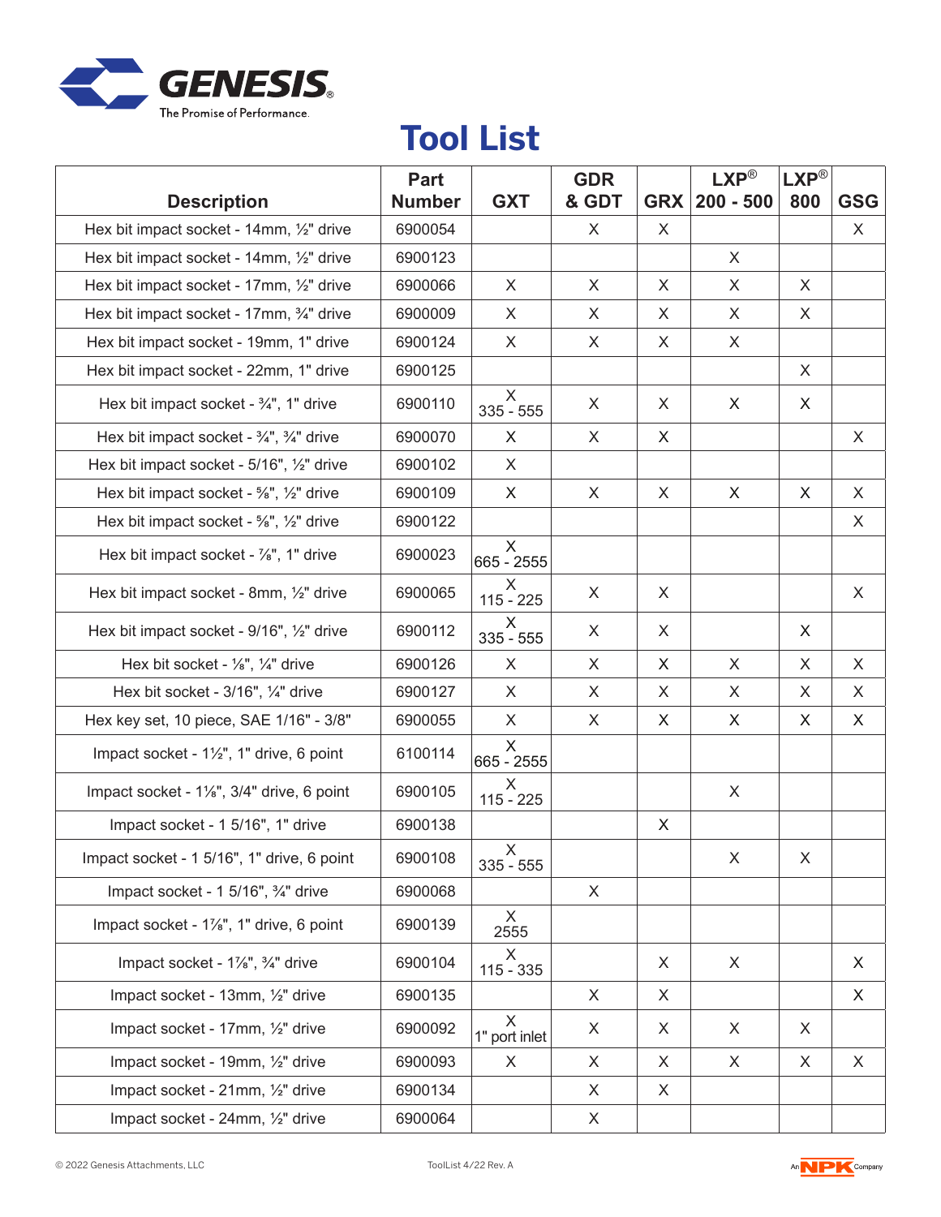GENESIS

The Promise of Performance.

# Tool List

| Description | Part Number | GXT | GDR & GDT | GRX | LXP® 200 - 500 | LXP® 800 | GSG |
|---|---|---|---|---|---|---|---|
| Hex bit impact socket - 14mm, ½" drive | 6900054 | | X | X | | | X |
| Hex bit impact socket - 14mm, ½" drive | 6900123 | | | | X | | |
| Hex bit impact socket - 17mm, ½" drive | 6900066 | X | X | X | X | X | |
| Hex bit impact socket - 17mm, ¾" drive | 6900009 | X | X | X | X | X | |
| Hex bit impact socket - 19mm, 1" drive | 6900124 | X | X | X | X | | |
| Hex bit impact socket - 22mm, 1" drive | 6900125 | | | | | X | |
| Hex bit impact socket - ¾", 1" drive | 6900110 | X 335 - 555 | X | X | X | X | |
| Hex bit impact socket - ¾", ¾" drive | 6900070 | X | X | X | | | X |
| Hex bit impact socket - 5/16", ½" drive | 6900102 | X | | | | | |
| Hex bit impact socket - ⅝", ½" drive | 6900109 | X | X | X | X | X | X |
| Hex bit impact socket - ⅝", ½" drive | 6900122 | | | | | | X |
| Hex bit impact socket - ⅞", 1" drive | 6900023 | X 665 - 2555 | | | | | |
| Hex bit impact socket - 8mm, ½" drive | 6900065 | X 115 - 225 | X | X | | | X |
| Hex bit impact socket - 9/16", ½" drive | 6900112 | X 335 - 555 | X | X | | X | |
| Hex bit socket - ⅛", ¼" drive | 6900126 | X | X | X | X | X | X |
| Hex bit socket - 3/16", ¼" drive | 6900127 | X | X | X | X | X | X |
| Hex key set, 10 piece, SAE 1/16" - 3/8" | 6900055 | X | X | X | X | X | X |
| Impact socket - 1½", 1" drive, 6 point | 6100114 | X 665 - 2555 | | | | | |
| Impact socket - 1⅛", 3/4" drive, 6 point | 6900105 | X 115 - 225 | | | X | | |
| Impact socket - 1 5/16", 1" drive | 6900138 | | | X | | | |
| Impact socket - 1 5/16", 1" drive, 6 point | 6900108 | X 335 - 555 | | | X | X | |
| Impact socket - 1 5/16", ¾" drive | 6900068 | | X | | | | |
| Impact socket - 1⅞", 1" drive, 6 point | 6900139 | X 2555 | | | | | |
| Impact socket - 1⅞", ¾" drive | 6900104 | X 115 - 335 | | X | X | | X |
| Impact socket - 13mm, ½" drive | 6900135 | | X | X | | | X |
| Impact socket - 17mm, ½" drive | 6900092 | X 1" port inlet | X | X | X | X | |
| Impact socket - 19mm, ½" drive | 6900093 | X | X | X | X | X | X |
| Impact socket - 21mm, ½" drive | 6900134 | | X | X | | | |
| Impact socket - 24mm, ½" drive | 6900064 | | X | | | | |

© 2022 Genesis Attachments, LLC ToolList 4/22 Rev. A

An NPK Company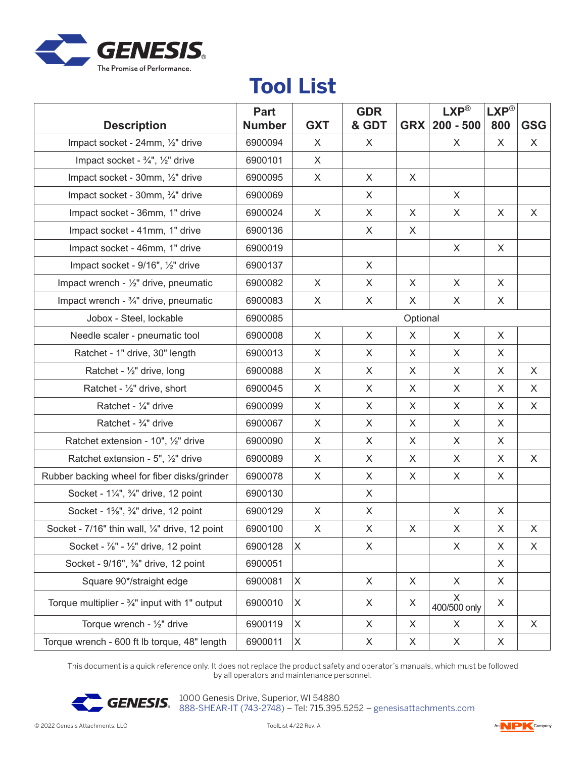GENESIS
The Promise of Performance.

# Tool List

| Description | Part Number | GXT | GDR & GDT | GRX | LXP® 200 - 500 | LXP® 800 | GSG |
|---|---|---|---|---|---|---|---|
| Impact socket - 24mm, ½" drive | 6900094 | X | X | | X | X | X |
| Impact socket - ¾", ½" drive | 6900101 | X | | | | | |
| Impact socket - 30mm, ½" drive | 6900095 | X | X | X | | | |
| Impact socket - 30mm, ¾" drive | 6900069 | | X | | X | | |
| Impact socket - 36mm, 1" drive | 6900024 | X | X | X | X | X | X |
| Impact socket - 41mm, 1" drive | 6900136 | | X | X | | | |
| Impact socket - 46mm, 1" drive | 6900019 | | | | X | X | |
| Impact socket - 9/16", ½" drive | 6900137 | | X | | | | |
| Impact wrench - ½" drive, pneumatic | 6900082 | X | X | X | X | X | |
| Impact wrench - ¾" drive, pneumatic | 6900083 | X | X | X | X | X | |
| Jobox - Steel, lockable | 6900085 | Optional | | | | | |
| Needle scaler - pneumatic tool | 6900008 | X | X | X | X | X | |
| Ratchet - 1" drive, 30" length | 6900013 | X | X | X | X | X | |
| Ratchet - ½" drive, long | 6900088 | X | X | X | X | X | X |
| Ratchet - ½" drive, short | 6900045 | X | X | X | X | X | X |
| Ratchet - ¼" drive | 6900099 | X | X | X | X | X | X |
| Ratchet - ¾" drive | 6900067 | X | X | X | X | X | |
| Ratchet extension - 10", ½" drive | 6900090 | X | X | X | X | X | |
| Ratchet extension - 5", ½" drive | 6900089 | X | X | X | X | X | X |
| Rubber backing wheel for fiber disks/grinder | 6900078 | X | X | X | X | X | |
| Socket - 1¼", ¾" drive, 12 point | 6900130 | | X | | | | |
| Socket - 1⅝", ¾" drive, 12 point | 6900129 | X | X | | X | X | |
| Socket - 7/16" thin wall, ¼" drive, 12 point | 6900100 | X | X | X | X | X | X |
| Socket - ⅞" - ½" drive, 12 point | 6900128 | X | X | | X | X | X |
| Socket - 9/16", ⅜" drive, 12 point | 6900051 | | | | | X | |
| Square 90*/straight edge | 6900081 | X | X | X | X | X | |
| Torque multiplier - ¾" input with 1" output | 6900010 | X | X | X | X 400/500 only | X | |
| Torque wrench - ½" drive | 6900119 | X | X | X | X | X | X |
| Torque wrench - 600 ft lb torque, 48" length | 6900011 | X | X | X | X | X | |

This document is a quick reference only. It does not replace the product safety and operator's manuals, which must be followed by all operators and maintenance personnel.

GENESIS
1000 Genesis Drive, Superior, WI 54880
888-SHEAR-IT (743-2748) – Tel: 715.395.5252 – genesisattachments.com

© 2022 Genesis Attachments, LLC

ToolList 4/22 Rev. A

An NPK Company